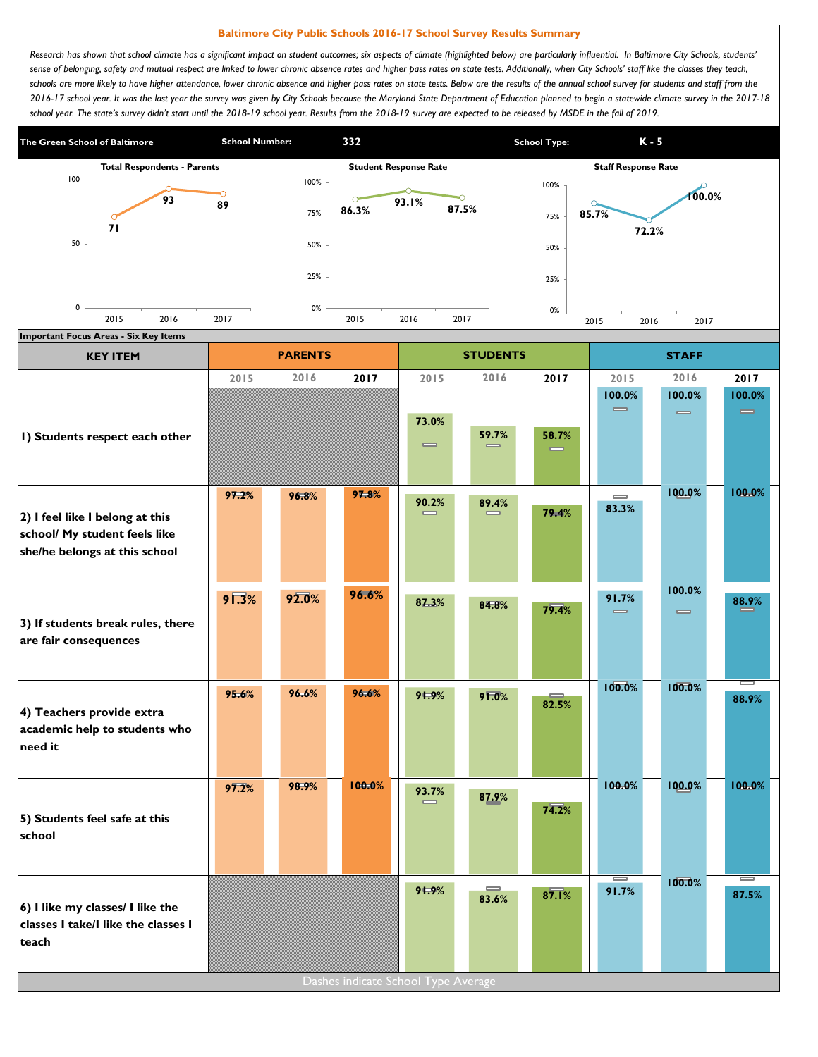# Baltimore City Public Schools 2016-17 School Survey Results Summary

*Research has shown that school climate has a significant impact on student outcomes; six aspects of climate (highlighted below) are particularly influential. In Baltimore City Schools, students' sense of belonging, safety and mutual respect are linked to lower chronic absence rates and higher pass rates on state tests. Additionally, when City Schools' staff like the classes they teach, schools are more likely to have higher attendance, lower chronic absence and higher pass rates on state tests. Below are the results of the annual school survey for students and staff from the 2016-17 school year. It was the last year the survey was given by City Schools because the Maryland State Department of Education planned to begin a statewide climate survey in the 2017-18 school year. The state's survey didn't start until the 2018-19 school year. Results from the 2018-19 survey are expected to be released by MSDE in the fall of 2019.*

**The Green School of Baltimore** | **School Number:** 332 | **School Type:** K - 5

**Total Respondents - Parents**

| 2015 | 2016 | 2017 |
|---|---|---|
| 71 | 93 | 89 |

**Student Response Rate**

| 2015 | 2016 | 2017 |
|---|---|---|
| 86.3% | 93.1% | 87.5% |

**Staff Response Rate**

| 2015 | 2016 | 2017 |
|---|---|---|
| 85.7% | 72.2% | 100.0% |

**Important Focus Areas - Six Key Items**

| KEY ITEM | PARENTS 2015 | PARENTS 2016 | PARENTS 2017 | STUDENTS 2015 | STUDENTS 2016 | STUDENTS 2017 | STAFF 2015 | STAFF 2016 | STAFF 2017 |
|---|---|---|---|---|---|---|---|---|---|
| 1) Students respect each other | | | | 73.0% | 59.7% | 58.7% | 100.0% | 100.0% | 100.0% |
| 2) I feel like I belong at this school/ My student feels like she/he belongs at this school | 97.2% | 96.8% | 97.8% | 90.2% | 89.4% | 79.4% | 83.3% | 100.0% | 100.0% |
| 3) If students break rules, there are fair consequences | 91.3% | 92.0% | 96.6% | 87.3% | 84.8% | 79.4% | 91.7% | 100.0% | 88.9% |
| 4) Teachers provide extra academic help to students who need it | 95.6% | 96.6% | 96.6% | 91.9% | 91.0% | 82.5% | 100.0% | 100.0% | 88.9% |
| 5) Students feel safe at this school | 97.2% | 98.9% | 100.0% | 93.7% | 87.9% | 74.2% | 100.0% | 100.0% | 100.0% |
| 6) I like my classes/ I like the classes I take/I like the classes I teach | | | | 91.9% | 83.6% | 87.1% | 91.7% | 100.0% | 87.5% |

Dashes indicate School Type Average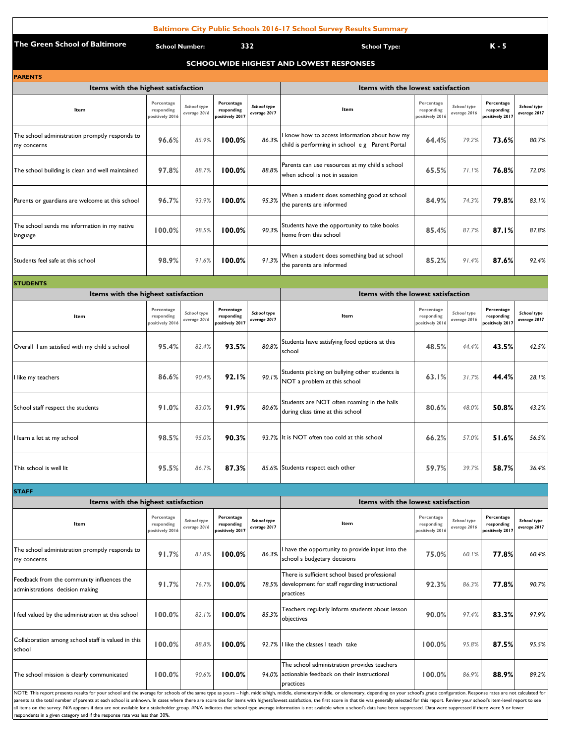# Baltimore City Public Schools 2016-17 School Survey Results Summary

**The Green School of Baltimore** | **School Number:** 332 | **School Type:** K - 5

## SCHOOLWIDE HIGHEST AND LOWEST RESPONSES

### PARENTS

| Items with the highest satisfaction | | | | | Items with the lowest satisfaction | | | | |
|---|---|---|---|---|---|---|---|---|---|
| Item | Percentage responding positively 2016 | School type average 2016 | Percentage responding positively 2017 | School type average 2017 | Item | Percentage responding positively 2016 | School type average 2016 | Percentage responding positively 2017 | School type average 2017 |
| The school administration promptly responds to my concerns | 96.6% | 85.9% | 100.0% | 86.3% | I know how to access information about how my child is performing in school e g Parent Portal | 64.4% | 79.2% | 73.6% | 80.7% |
| The school building is clean and well maintained | 97.8% | 88.7% | 100.0% | 88.8% | Parents can use resources at my child s school when school is not in session | 65.5% | 71.1% | 76.8% | 72.0% |
| Parents or guardians are welcome at this school | 96.7% | 93.9% | 100.0% | 95.3% | When a student does something good at school the parents are informed | 84.9% | 74.3% | 79.8% | 83.1% |
| The school sends me information in my native language | 100.0% | 98.5% | 100.0% | 90.3% | Students have the opportunity to take books home from this school | 85.4% | 87.7% | 87.1% | 87.8% |
| Students feel safe at this school | 98.9% | 91.6% | 100.0% | 91.3% | When a student does something bad at school the parents are informed | 85.2% | 91.4% | 87.6% | 92.4% |

### STUDENTS

| Items with the highest satisfaction | | | | | Items with the lowest satisfaction | | | | |
|---|---|---|---|---|---|---|---|---|---|
| Item | Percentage responding positively 2016 | School type average 2016 | Percentage responding positively 2017 | School type average 2017 | Item | Percentage responding positively 2016 | School type average 2016 | Percentage responding positively 2017 | School type average 2017 |
| Overall I am satisfied with my child s school | 95.4% | 82.4% | 93.5% | 80.8% | Students have satisfying food options at this school | 48.5% | 44.4% | 43.5% | 42.5% |
| I like my teachers | 86.6% | 90.4% | 92.1% | 90.1% | Students picking on bullying other students is NOT a problem at this school | 63.1% | 31.7% | 44.4% | 28.1% |
| School staff respect the students | 91.0% | 83.0% | 91.9% | 80.6% | Students are NOT often roaming in the halls during class time at this school | 80.6% | 48.0% | 50.8% | 43.2% |
| I learn a lot at my school | 98.5% | 95.0% | 90.3% | 93.7% | It is NOT often too cold at this school | 66.2% | 57.0% | 51.6% | 56.5% |
| This school is well lit | 95.5% | 86.7% | 87.3% | 85.6% | Students respect each other | 59.7% | 39.7% | 58.7% | 36.4% |

### STAFF

| Items with the highest satisfaction | | | | | Items with the lowest satisfaction | | | | |
|---|---|---|---|---|---|---|---|---|---|
| Item | Percentage responding positively 2016 | School type average 2016 | Percentage responding positively 2017 | School type average 2017 | Item | Percentage responding positively 2016 | School type average 2016 | Percentage responding positively 2017 | School type average 2017 |
| The school administration promptly responds to my concerns | 91.7% | 81.8% | 100.0% | 86.3% | I have the opportunity to provide input into the school s budgetary decisions | 75.0% | 60.1% | 77.8% | 60.4% |
| Feedback from the community influences the administrations decision making | 91.7% | 76.7% | 100.0% | 78.5% | There is sufficient school based professional development for staff regarding instructional practices | 92.3% | 86.3% | 77.8% | 90.7% |
| I feel valued by the administration at this school | 100.0% | 82.1% | 100.0% | 85.3% | Teachers regularly inform students about lesson objectives | 90.0% | 97.4% | 83.3% | 97.9% |
| Collaboration among school staff is valued in this school | 100.0% | 88.8% | 100.0% | 92.7% | I like the classes I teach take | 100.0% | 95.8% | 87.5% | 95.5% |
| The school mission is clearly communicated | 100.0% | 90.6% | 100.0% | 94.0% | The school administration provides teachers actionable feedback on their instructional practices | 100.0% | 86.9% | 88.9% | 89.2% |

NOTE: This report presents results for your school and the average for schools of the same type as yours – high, middle/high, middle, elementary/middle, or elementary, depending on your school's grade configuration. Response rates are not calculated for parents as the total number of parents at each school is unknown. In cases where there are score ties for items with highest/lowest satisfaction, the first score in that tie was generally selected for this report. Review your school's item-level report to see all items on the survey. N/A appears if data are not available for a stakeholder group. #N/A indicates that school type average information is not available when a school's data have been suppressed. Data were suppressed if there were 5 or fewer respondents in a given category and if the response rate was less than 30%.